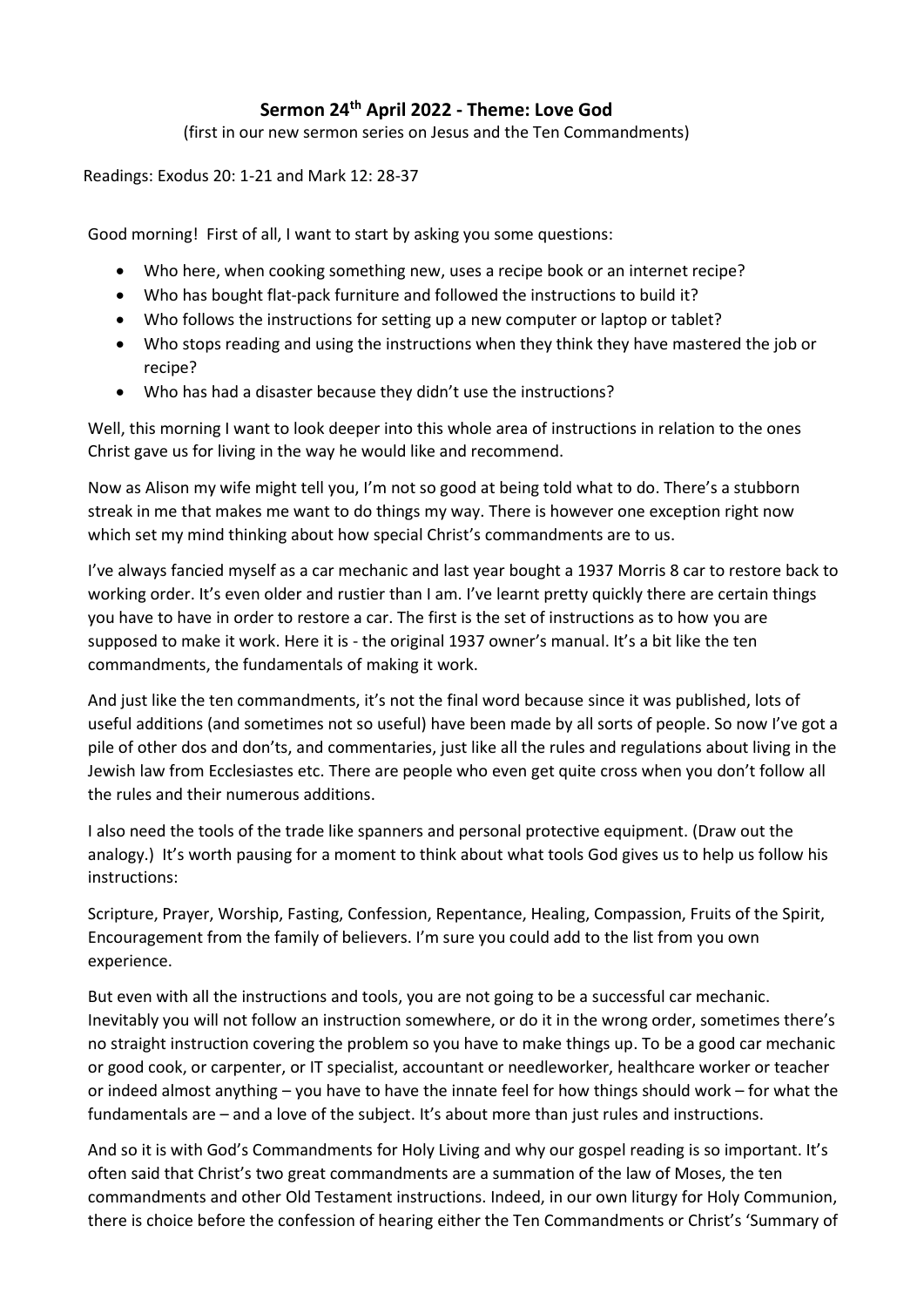**Sermon 24th April 2022 - Theme: Love God**

(first in our new sermon series on Jesus and the Ten Commandments)

Readings: Exodus 20: 1-21 and Mark 12: 28-37

Good morning! First of all, I want to start by asking you some questions:

- Who here, when cooking something new, uses a recipe book or an internet recipe?
- Who has bought flat-pack furniture and followed the instructions to build it?
- Who follows the instructions for setting up a new computer or laptop or tablet?
- Who stops reading and using the instructions when they think they have mastered the job or recipe?
- Who has had a disaster because they didn't use the instructions?

Well, this morning I want to look deeper into this whole area of instructions in relation to the ones Christ gave us for living in the way he would like and recommend.

Now as Alison my wife might tell you, I'm not so good at being told what to do. There's a stubborn streak in me that makes me want to do things my way. There is however one exception right now which set my mind thinking about how special Christ's commandments are to us.

I've always fancied myself as a car mechanic and last year bought a 1937 Morris 8 car to restore back to working order. It's even older and rustier than I am. I've learnt pretty quickly there are certain things you have to have in order to restore a car. The first is the set of instructions as to how you are supposed to make it work. Here it is - the original 1937 owner's manual. It's a bit like the ten commandments, the fundamentals of making it work.

And just like the ten commandments, it's not the final word because since it was published, lots of useful additions (and sometimes not so useful) have been made by all sorts of people. So now I've got a pile of other dos and don'ts, and commentaries, just like all the rules and regulations about living in the Jewish law from Ecclesiastes etc. There are people who even get quite cross when you don't follow all the rules and their numerous additions.

I also need the tools of the trade like spanners and personal protective equipment. (Draw out the analogy.) It's worth pausing for a moment to think about what tools God gives us to help us follow his instructions:

Scripture, Prayer, Worship, Fasting, Confession, Repentance, Healing, Compassion, Fruits of the Spirit, Encouragement from the family of believers. I'm sure you could add to the list from you own experience.

But even with all the instructions and tools, you are not going to be a successful car mechanic. Inevitably you will not follow an instruction somewhere, or do it in the wrong order, sometimes there's no straight instruction covering the problem so you have to make things up. To be a good car mechanic or good cook, or carpenter, or IT specialist, accountant or needleworker, healthcare worker or teacher or indeed almost anything – you have to have the innate feel for how things should work – for what the fundamentals are – and a love of the subject. It's about more than just rules and instructions.

And so it is with God's Commandments for Holy Living and why our gospel reading is so important. It's often said that Christ's two great commandments are a summation of the law of Moses, the ten commandments and other Old Testament instructions. Indeed, in our own liturgy for Holy Communion, there is choice before the confession of hearing either the Ten Commandments or Christ's 'Summary of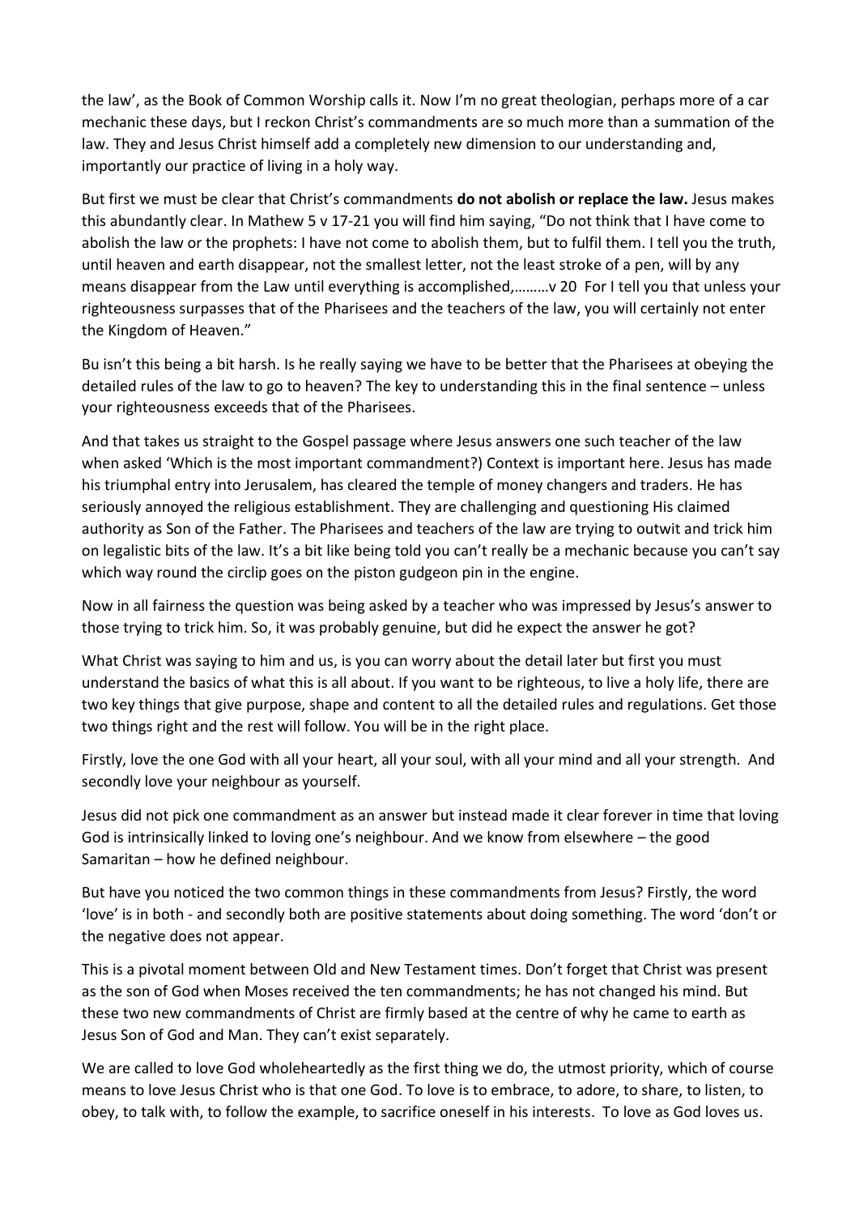the law', as the Book of Common Worship calls it. Now I'm no great theologian, perhaps more of a car mechanic these days, but I reckon Christ's commandments are so much more than a summation of the law. They and Jesus Christ himself add a completely new dimension to our understanding and, importantly our practice of living in a holy way.

But first we must be clear that Christ's commandments **do not abolish or replace the law.** Jesus makes this abundantly clear. In Mathew 5 v 17-21 you will find him saying, "Do not think that I have come to abolish the law or the prophets: I have not come to abolish them, but to fulfil them. I tell you the truth, until heaven and earth disappear, not the smallest letter, not the least stroke of a pen, will by any means disappear from the Law until everything is accomplished,………v 20  For I tell you that unless your righteousness surpasses that of the Pharisees and the teachers of the law, you will certainly not enter the Kingdom of Heaven."

Bu isn't this being a bit harsh. Is he really saying we have to be better that the Pharisees at obeying the detailed rules of the law to go to heaven? The key to understanding this in the final sentence – unless your righteousness exceeds that of the Pharisees.

And that takes us straight to the Gospel passage where Jesus answers one such teacher of the law when asked 'Which is the most important commandment?) Context is important here. Jesus has made his triumphal entry into Jerusalem, has cleared the temple of money changers and traders. He has seriously annoyed the religious establishment. They are challenging and questioning His claimed authority as Son of the Father. The Pharisees and teachers of the law are trying to outwit and trick him on legalistic bits of the law. It's a bit like being told you can't really be a mechanic because you can't say which way round the circlip goes on the piston gudgeon pin in the engine.

Now in all fairness the question was being asked by a teacher who was impressed by Jesus's answer to those trying to trick him. So, it was probably genuine, but did he expect the answer he got?

What Christ was saying to him and us, is you can worry about the detail later but first you must understand the basics of what this is all about. If you want to be righteous, to live a holy life, there are two key things that give purpose, shape and content to all the detailed rules and regulations. Get those two things right and the rest will follow. You will be in the right place.

Firstly, love the one God with all your heart, all your soul, with all your mind and all your strength.  And secondly love your neighbour as yourself.

Jesus did not pick one commandment as an answer but instead made it clear forever in time that loving God is intrinsically linked to loving one's neighbour. And we know from elsewhere – the good Samaritan – how he defined neighbour.

But have you noticed the two common things in these commandments from Jesus? Firstly, the word 'love' is in both - and secondly both are positive statements about doing something. The word 'don't or the negative does not appear.

This is a pivotal moment between Old and New Testament times. Don't forget that Christ was present as the son of God when Moses received the ten commandments; he has not changed his mind. But these two new commandments of Christ are firmly based at the centre of why he came to earth as Jesus Son of God and Man. They can't exist separately.

We are called to love God wholeheartedly as the first thing we do, the utmost priority, which of course means to love Jesus Christ who is that one God. To love is to embrace, to adore, to share, to listen, to obey, to talk with, to follow the example, to sacrifice oneself in his interests.  To love as God loves us.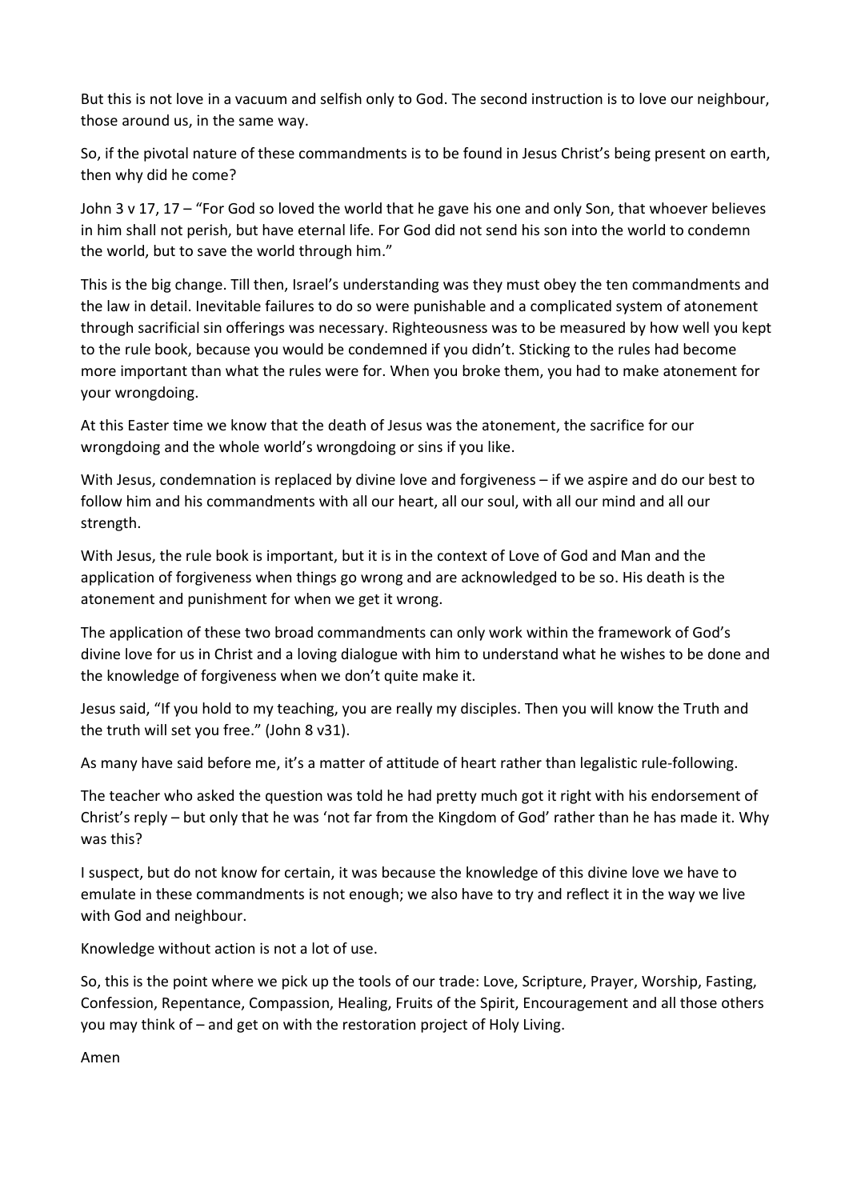But this is not love in a vacuum and selfish only to God. The second instruction is to love our neighbour, those around us, in the same way.

So, if the pivotal nature of these commandments is to be found in Jesus Christ's being present on earth, then why did he come?

John 3 v 17, 17 – "For God so loved the world that he gave his one and only Son, that whoever believes in him shall not perish, but have eternal life. For God did not send his son into the world to condemn the world, but to save the world through him."

This is the big change. Till then, Israel's understanding was they must obey the ten commandments and the law in detail. Inevitable failures to do so were punishable and a complicated system of atonement through sacrificial sin offerings was necessary. Righteousness was to be measured by how well you kept to the rule book, because you would be condemned if you didn't. Sticking to the rules had become more important than what the rules were for. When you broke them, you had to make atonement for your wrongdoing.

At this Easter time we know that the death of Jesus was the atonement, the sacrifice for our wrongdoing and the whole world's wrongdoing or sins if you like.

With Jesus, condemnation is replaced by divine love and forgiveness – if we aspire and do our best to follow him and his commandments with all our heart, all our soul, with all our mind and all our strength.

With Jesus, the rule book is important, but it is in the context of Love of God and Man and the application of forgiveness when things go wrong and are acknowledged to be so. His death is the atonement and punishment for when we get it wrong.

The application of these two broad commandments can only work within the framework of God's divine love for us in Christ and a loving dialogue with him to understand what he wishes to be done and the knowledge of forgiveness when we don't quite make it.

Jesus said, "If you hold to my teaching, you are really my disciples. Then you will know the Truth and the truth will set you free." (John 8 v31).

As many have said before me, it's a matter of attitude of heart rather than legalistic rule-following.

The teacher who asked the question was told he had pretty much got it right with his endorsement of Christ's reply – but only that he was 'not far from the Kingdom of God' rather than he has made it. Why was this?

I suspect, but do not know for certain, it was because the knowledge of this divine love we have to emulate in these commandments is not enough; we also have to try and reflect it in the way we live with God and neighbour.

Knowledge without action is not a lot of use.

So, this is the point where we pick up the tools of our trade: Love, Scripture, Prayer, Worship, Fasting, Confession, Repentance, Compassion, Healing, Fruits of the Spirit, Encouragement and all those others you may think of – and get on with the restoration project of Holy Living.

Amen